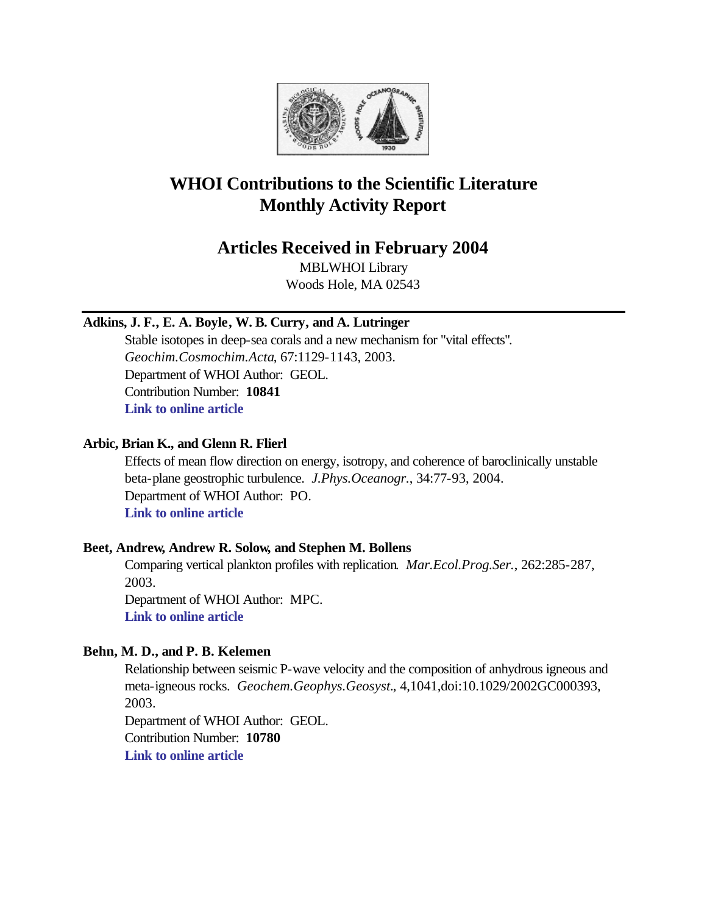# WHOI Contributions to the Scientific Literature
# Monthly Activity Report

## Articles Received in February 2004

MBLWHOI Library
Woods Hole, MA 02543

---

**Adkins, J. F., E. A. Boyle, W. B. Curry, and A. Lutringer**

Stable isotopes in deep-sea corals and a new mechanism for "vital effects". *Geochim.Cosmochim.Acta*, 67:1129-1143, 2003.
Department of WHOI Author: GEOL.
Contribution Number: **10841**
**Link to online article**

**Arbic, Brian K., and Glenn R. Flierl**

Effects of mean flow direction on energy, isotropy, and coherence of baroclinically unstable beta-plane geostrophic turbulence. *J.Phys.Oceanogr.*, 34:77-93, 2004.
Department of WHOI Author: PO.
**Link to online article**

**Beet, Andrew, Andrew R. Solow, and Stephen M. Bollens**

Comparing vertical plankton profiles with replication. *Mar.Ecol.Prog.Ser.*, 262:285-287, 2003.
Department of WHOI Author: MPC.
**Link to online article**

**Behn, M. D., and P. B. Kelemen**

Relationship between seismic P-wave velocity and the composition of anhydrous igneous and meta-igneous rocks. *Geochem.Geophys.Geosyst.*, 4,1041,doi:10.1029/2002GC000393, 2003.
Department of WHOI Author: GEOL.
Contribution Number: **10780**
**Link to online article**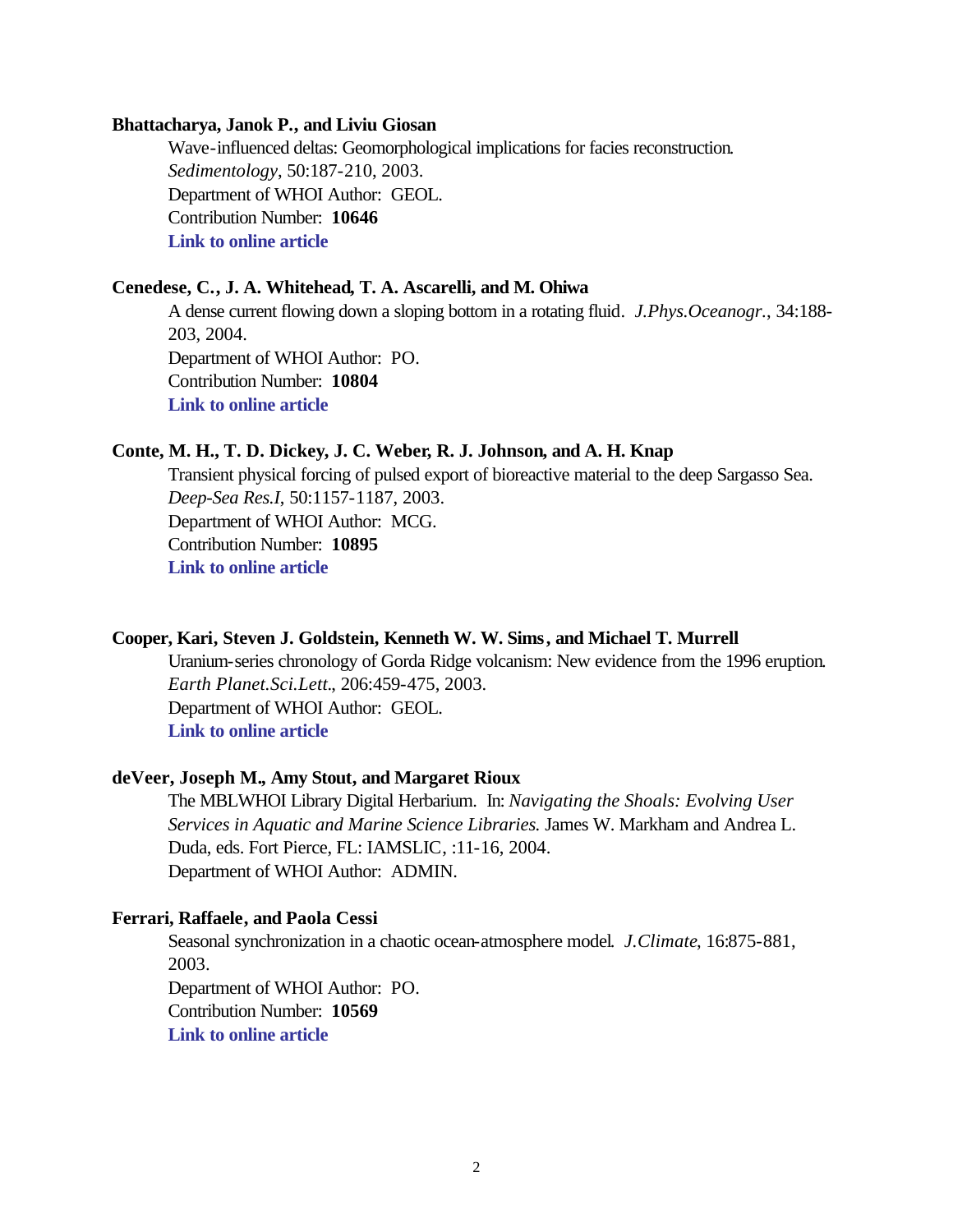**Bhattacharya, Janok P., and Liviu Giosan**

Wave-influenced deltas: Geomorphological implications for facies reconstruction. *Sedimentology*, 50:187-210, 2003.
Department of WHOI Author: GEOL.
Contribution Number: **10646**
**Link to online article**

**Cenedese, C., J. A. Whitehead, T. A. Ascarelli, and M. Ohiwa**

A dense current flowing down a sloping bottom in a rotating fluid. *J.Phys.Oceanogr.*, 34:188-203, 2004.
Department of WHOI Author: PO.
Contribution Number: **10804**
**Link to online article**

**Conte, M. H., T. D. Dickey, J. C. Weber, R. J. Johnson, and A. H. Knap**

Transient physical forcing of pulsed export of bioreactive material to the deep Sargasso Sea. *Deep-Sea Res.I*, 50:1157-1187, 2003.
Department of WHOI Author: MCG.
Contribution Number: **10895**
**Link to online article**

**Cooper, Kari, Steven J. Goldstein, Kenneth W. W. Sims, and Michael T. Murrell**

Uranium-series chronology of Gorda Ridge volcanism: New evidence from the 1996 eruption. *Earth Planet.Sci.Lett.*, 206:459-475, 2003.
Department of WHOI Author: GEOL.
**Link to online article**

**deVeer, Joseph M., Amy Stout, and Margaret Rioux**

The MBLWHOI Library Digital Herbarium. In: *Navigating the Shoals: Evolving User Services in Aquatic and Marine Science Libraries.* James W. Markham and Andrea L. Duda, eds. Fort Pierce, FL: IAMSLIC, :11-16, 2004.
Department of WHOI Author: ADMIN.

**Ferrari, Raffaele, and Paola Cessi**

Seasonal synchronization in a chaotic ocean-atmosphere model. *J.Climate*, 16:875-881, 2003.
Department of WHOI Author: PO.
Contribution Number: **10569**
**Link to online article**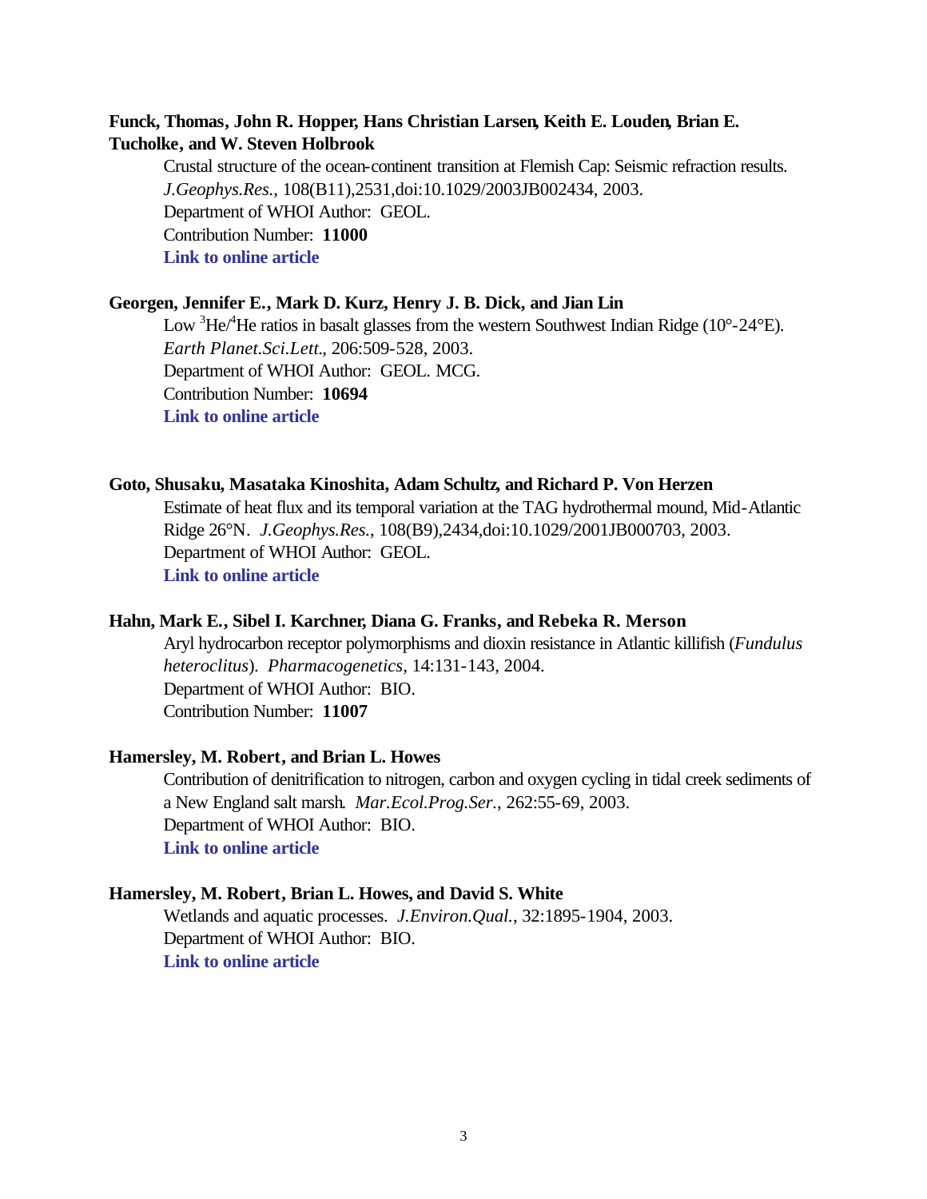**Funck, Thomas, John R. Hopper, Hans Christian Larsen, Keith E. Louden, Brian E. Tucholke, and W. Steven Holbrook**

Crustal structure of the ocean-continent transition at Flemish Cap: Seismic refraction results. *J.Geophys.Res.*, 108(B11),2531,doi:10.1029/2003JB002434, 2003.
Department of WHOI Author: GEOL.
Contribution Number: **11000**
**Link to online article**

**Georgen, Jennifer E., Mark D. Kurz, Henry J. B. Dick, and Jian Lin**

Low $^3He/^4He$ ratios in basalt glasses from the western Southwest Indian Ridge (10°-24°E). *Earth Planet.Sci.Lett.*, 206:509-528, 2003.
Department of WHOI Author: GEOL. MCG.
Contribution Number: **10694**
**Link to online article**

**Goto, Shusaku, Masataka Kinoshita, Adam Schultz, and Richard P. Von Herzen**

Estimate of heat flux and its temporal variation at the TAG hydrothermal mound, Mid-Atlantic Ridge 26°N. *J.Geophys.Res.*, 108(B9),2434,doi:10.1029/2001JB000703, 2003.
Department of WHOI Author: GEOL.
**Link to online article**

**Hahn, Mark E., Sibel I. Karchner, Diana G. Franks, and Rebeka R. Merson**

Aryl hydrocarbon receptor polymorphisms and dioxin resistance in Atlantic killifish (*Fundulus heteroclitus*). *Pharmacogenetics*, 14:131-143, 2004.
Department of WHOI Author: BIO.
Contribution Number: **11007**

**Hamersley, M. Robert, and Brian L. Howes**

Contribution of denitrification to nitrogen, carbon and oxygen cycling in tidal creek sediments of a New England salt marsh. *Mar.Ecol.Prog.Ser.*, 262:55-69, 2003.
Department of WHOI Author: BIO.
**Link to online article**

**Hamersley, M. Robert, Brian L. Howes, and David S. White**

Wetlands and aquatic processes. *J.Environ.Qual.*, 32:1895-1904, 2003.
Department of WHOI Author: BIO.
**Link to online article**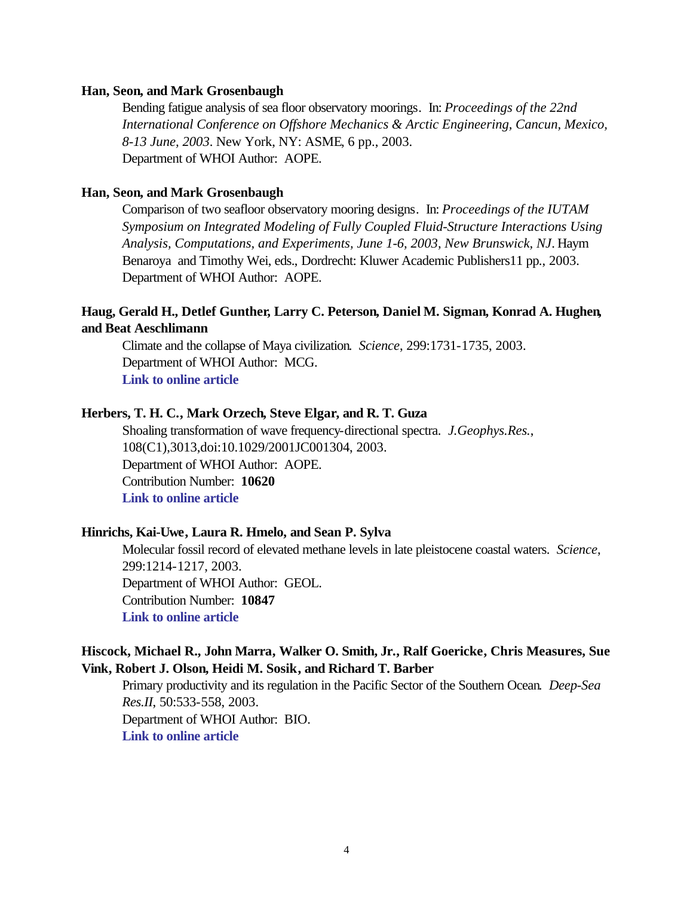**Han, Seon, and Mark Grosenbaugh**

Bending fatigue analysis of sea floor observatory moorings. In: *Proceedings of the 22nd International Conference on Offshore Mechanics & Arctic Engineering, Cancun, Mexico, 8-13 June, 2003*. New York, NY: ASME, 6 pp., 2003.
Department of WHOI Author: AOPE.

**Han, Seon, and Mark Grosenbaugh**

Comparison of two seafloor observatory mooring designs. In: *Proceedings of the IUTAM Symposium on Integrated Modeling of Fully Coupled Fluid-Structure Interactions Using Analysis, Computations, and Experiments, June 1-6, 2003, New Brunswick, NJ*. Haym Benaroya and Timothy Wei, eds., Dordrecht: Kluwer Academic Publishers11 pp., 2003.
Department of WHOI Author: AOPE.

**Haug, Gerald H., Detlef Gunther, Larry C. Peterson, Daniel M. Sigman, Konrad A. Hughen, and Beat Aeschlimann**

Climate and the collapse of Maya civilization. *Science*, 299:1731-1735, 2003.
Department of WHOI Author: MCG.
**Link to online article**

**Herbers, T. H. C., Mark Orzech, Steve Elgar, and R. T. Guza**

Shoaling transformation of wave frequency-directional spectra. *J.Geophys.Res.*, 108(C1),3013,doi:10.1029/2001JC001304, 2003.
Department of WHOI Author: AOPE.
Contribution Number: **10620**
**Link to online article**

**Hinrichs, Kai-Uwe, Laura R. Hmelo, and Sean P. Sylva**

Molecular fossil record of elevated methane levels in late pleistocene coastal waters. *Science*, 299:1214-1217, 2003.
Department of WHOI Author: GEOL.
Contribution Number: **10847**
**Link to online article**

**Hiscock, Michael R., John Marra, Walker O. Smith, Jr., Ralf Goericke, Chris Measures, Sue Vink, Robert J. Olson, Heidi M. Sosik, and Richard T. Barber**

Primary productivity and its regulation in the Pacific Sector of the Southern Ocean. *Deep-Sea Res.II*, 50:533-558, 2003.
Department of WHOI Author: BIO.
**Link to online article**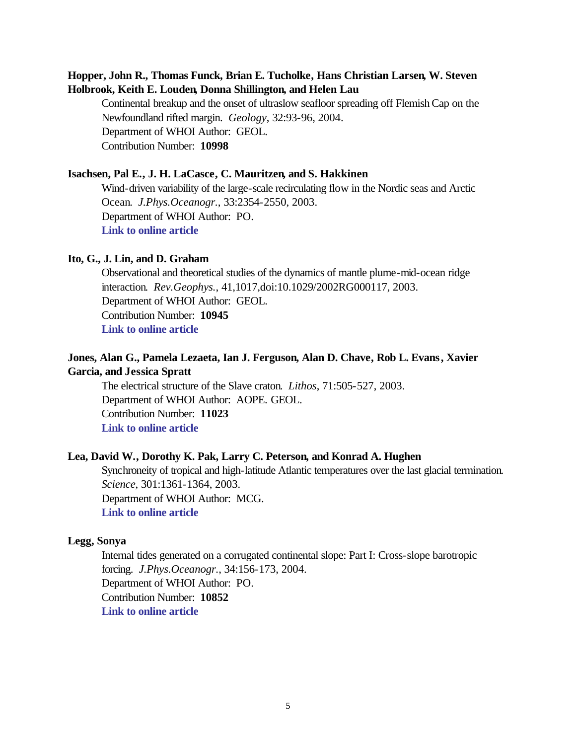**Hopper, John R., Thomas Funck, Brian E. Tucholke, Hans Christian Larsen, W. Steven Holbrook, Keith E. Louden, Donna Shillington, and Helen Lau**

Continental breakup and the onset of ultraslow seafloor spreading off Flemish Cap on the Newfoundland rifted margin. *Geology*, 32:93-96, 2004.
Department of WHOI Author: GEOL.
Contribution Number: **10998**

**Isachsen, Pal E., J. H. LaCasce, C. Mauritzen, and S. Hakkinen**

Wind-driven variability of the large-scale recirculating flow in the Nordic seas and Arctic Ocean. *J.Phys.Oceanogr.*, 33:2354-2550, 2003.
Department of WHOI Author: PO.
**Link to online article**

**Ito, G., J. Lin, and D. Graham**

Observational and theoretical studies of the dynamics of mantle plume-mid-ocean ridge interaction. *Rev.Geophys.*, 41,1017,doi:10.1029/2002RG000117, 2003.
Department of WHOI Author: GEOL.
Contribution Number: **10945**
**Link to online article**

**Jones, Alan G., Pamela Lezaeta, Ian J. Ferguson, Alan D. Chave, Rob L. Evans, Xavier Garcia, and Jessica Spratt**

The electrical structure of the Slave craton. *Lithos*, 71:505-527, 2003.
Department of WHOI Author: AOPE. GEOL.
Contribution Number: **11023**
**Link to online article**

**Lea, David W., Dorothy K. Pak, Larry C. Peterson, and Konrad A. Hughen**

Synchroneity of tropical and high-latitude Atlantic temperatures over the last glacial termination. *Science*, 301:1361-1364, 2003.
Department of WHOI Author: MCG.
**Link to online article**

**Legg, Sonya**

Internal tides generated on a corrugated continental slope: Part I: Cross-slope barotropic forcing. *J.Phys.Oceanogr.*, 34:156-173, 2004.
Department of WHOI Author: PO.
Contribution Number: **10852**
**Link to online article**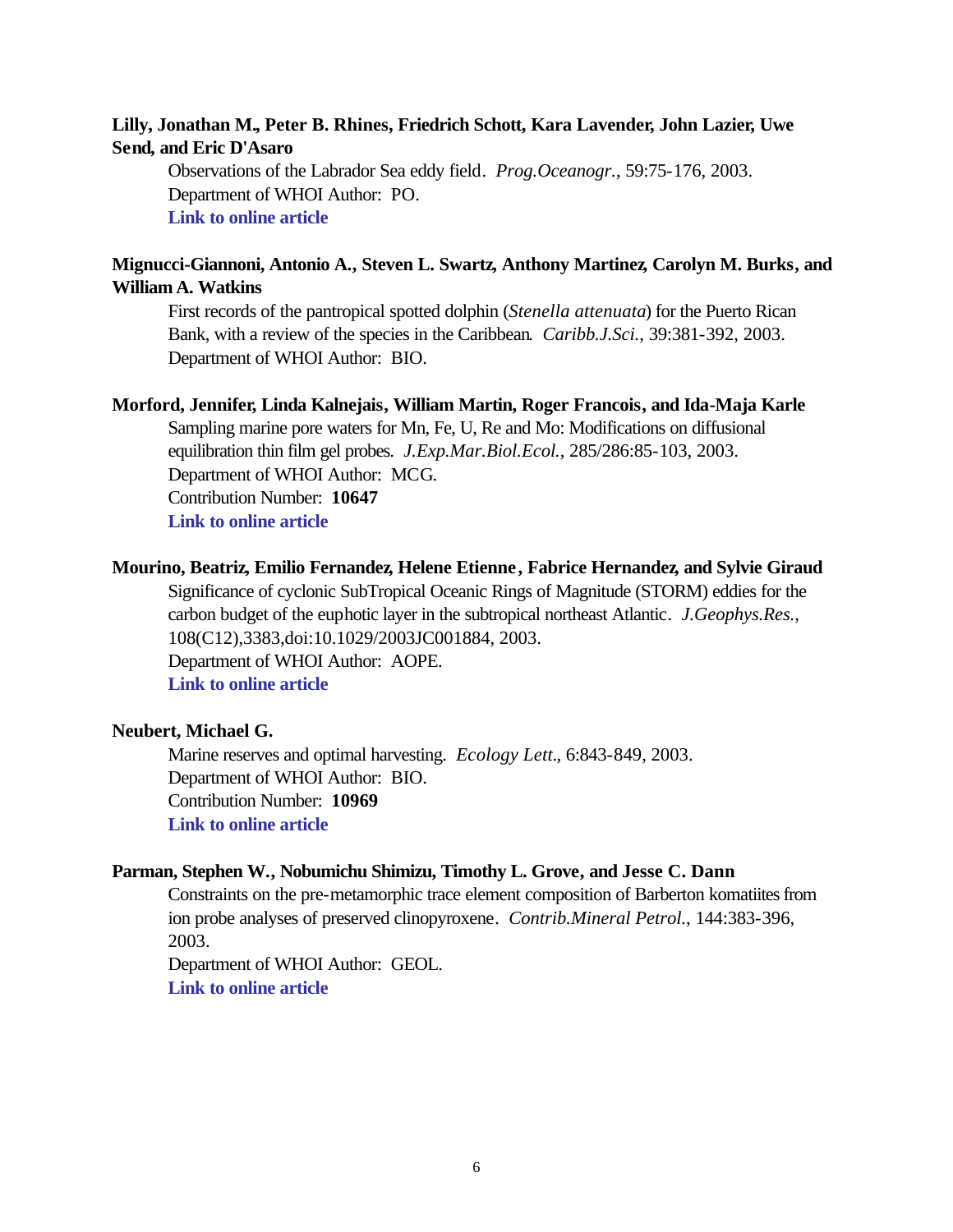**Lilly, Jonathan M., Peter B. Rhines, Friedrich Schott, Kara Lavender, John Lazier, Uwe Send, and Eric D'Asaro**

Observations of the Labrador Sea eddy field. *Prog.Oceanogr.*, 59:75-176, 2003.
Department of WHOI Author: PO.
**Link to online article**

**Mignucci-Giannoni, Antonio A., Steven L. Swartz, Anthony Martinez, Carolyn M. Burks, and William A. Watkins**

First records of the pantropical spotted dolphin (*Stenella attenuata*) for the Puerto Rican Bank, with a review of the species in the Caribbean. *Caribb.J.Sci.*, 39:381-392, 2003.
Department of WHOI Author: BIO.

**Morford, Jennifer, Linda Kalnejais, William Martin, Roger Francois, and Ida-Maja Karle**

Sampling marine pore waters for Mn, Fe, U, Re and Mo: Modifications on diffusional equilibration thin film gel probes. *J.Exp.Mar.Biol.Ecol.*, 285/286:85-103, 2003.
Department of WHOI Author: MCG.
Contribution Number: **10647**
**Link to online article**

**Mourino, Beatriz, Emilio Fernandez, Helene Etienne, Fabrice Hernandez, and Sylvie Giraud**

Significance of cyclonic SubTropical Oceanic Rings of Magnitude (STORM) eddies for the carbon budget of the euphotic layer in the subtropical northeast Atlantic. *J.Geophys.Res.*, 108(C12),3383,doi:10.1029/2003JC001884, 2003.
Department of WHOI Author: AOPE.
**Link to online article**

**Neubert, Michael G.**

Marine reserves and optimal harvesting. *Ecology Lett.*, 6:843-849, 2003.
Department of WHOI Author: BIO.
Contribution Number: **10969**
**Link to online article**

**Parman, Stephen W., Nobumichu Shimizu, Timothy L. Grove, and Jesse C. Dann**

Constraints on the pre-metamorphic trace element composition of Barberton komatiites from ion probe analyses of preserved clinopyroxene. *Contrib.Mineral Petrol.*, 144:383-396, 2003.
Department of WHOI Author: GEOL.
**Link to online article**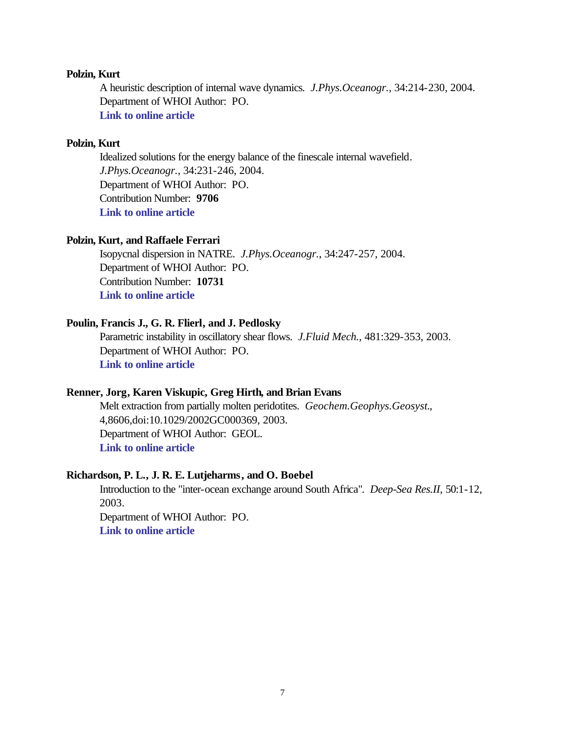**Polzin, Kurt**

A heuristic description of internal wave dynamics. *J.Phys.Oceanogr.*, 34:214-230, 2004.
Department of WHOI Author: PO.
**Link to online article**

**Polzin, Kurt**

Idealized solutions for the energy balance of the finescale internal wavefield. *J.Phys.Oceanogr.*, 34:231-246, 2004.
Department of WHOI Author: PO.
Contribution Number: **9706**
**Link to online article**

**Polzin, Kurt, and Raffaele Ferrari**

Isopycnal dispersion in NATRE. *J.Phys.Oceanogr.*, 34:247-257, 2004.
Department of WHOI Author: PO.
Contribution Number: **10731**
**Link to online article**

**Poulin, Francis J., G. R. Flierl, and J. Pedlosky**

Parametric instability in oscillatory shear flows. *J.Fluid Mech.*, 481:329-353, 2003.
Department of WHOI Author: PO.
**Link to online article**

**Renner, Jorg, Karen Viskupic, Greg Hirth, and Brian Evans**

Melt extraction from partially molten peridotites. *Geochem.Geophys.Geosyst.*, 4,8606,doi:10.1029/2002GC000369, 2003.
Department of WHOI Author: GEOL.
**Link to online article**

**Richardson, P. L., J. R. E. Lutjeharms, and O. Boebel**

Introduction to the "inter-ocean exchange around South Africa". *Deep-Sea Res.II*, 50:1-12, 2003.
Department of WHOI Author: PO.
**Link to online article**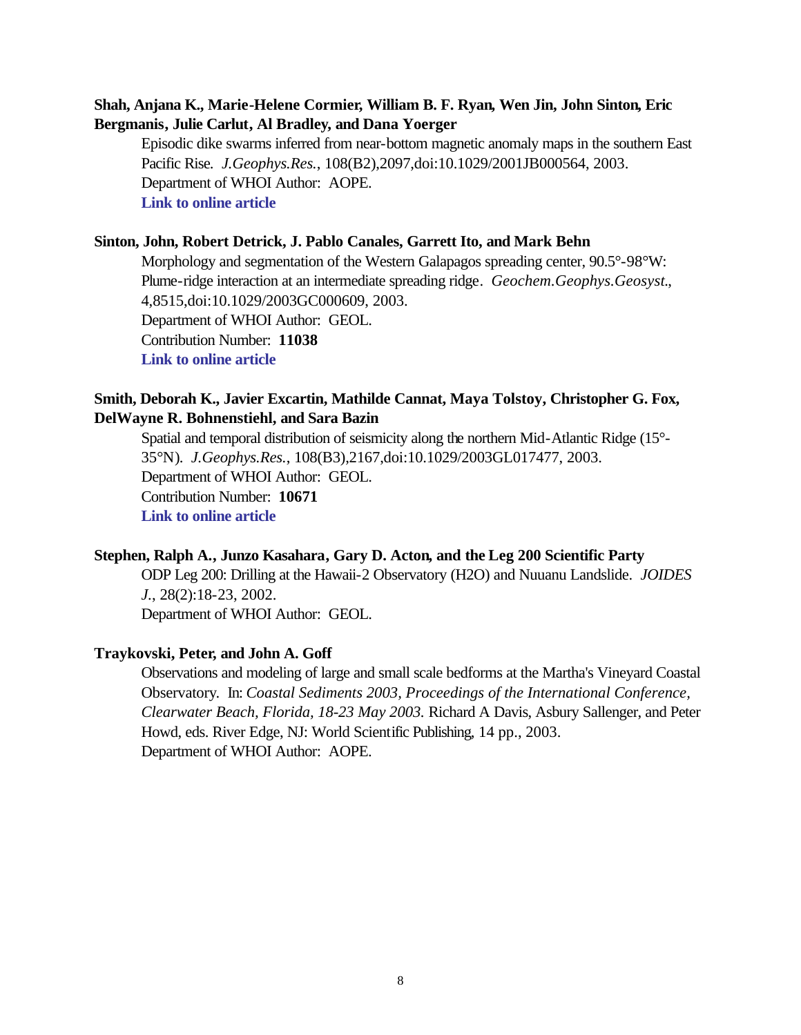**Shah, Anjana K., Marie-Helene Cormier, William B. F. Ryan, Wen Jin, John Sinton, Eric Bergmanis, Julie Carlut, Al Bradley, and Dana Yoerger**

Episodic dike swarms inferred from near-bottom magnetic anomaly maps in the southern East Pacific Rise. *J.Geophys.Res.*, 108(B2),2097,doi:10.1029/2001JB000564, 2003.
Department of WHOI Author: AOPE.
**Link to online article**

**Sinton, John, Robert Detrick, J. Pablo Canales, Garrett Ito, and Mark Behn**

Morphology and segmentation of the Western Galapagos spreading center, 90.5°-98°W: Plume-ridge interaction at an intermediate spreading ridge. *Geochem.Geophys.Geosyst.*, 4,8515,doi:10.1029/2003GC000609, 2003.
Department of WHOI Author: GEOL.
Contribution Number: **11038**
**Link to online article**

**Smith, Deborah K., Javier Excartin, Mathilde Cannat, Maya Tolstoy, Christopher G. Fox, DelWayne R. Bohnenstiehl, and Sara Bazin**

Spatial and temporal distribution of seismicity along the northern Mid-Atlantic Ridge (15°-35°N). *J.Geophys.Res.*, 108(B3),2167,doi:10.1029/2003GL017477, 2003.
Department of WHOI Author: GEOL.
Contribution Number: **10671**
**Link to online article**

**Stephen, Ralph A., Junzo Kasahara, Gary D. Acton, and the Leg 200 Scientific Party**

ODP Leg 200: Drilling at the Hawaii-2 Observatory (H2O) and Nuuanu Landslide. *JOIDES J.*, 28(2):18-23, 2002.
Department of WHOI Author: GEOL.

**Traykovski, Peter, and John A. Goff**

Observations and modeling of large and small scale bedforms at the Martha's Vineyard Coastal Observatory. In: *Coastal Sediments 2003, Proceedings of the International Conference, Clearwater Beach, Florida, 18-23 May 2003.* Richard A Davis, Asbury Sallenger, and Peter Howd, eds. River Edge, NJ: World Scientific Publishing, 14 pp., 2003.
Department of WHOI Author: AOPE.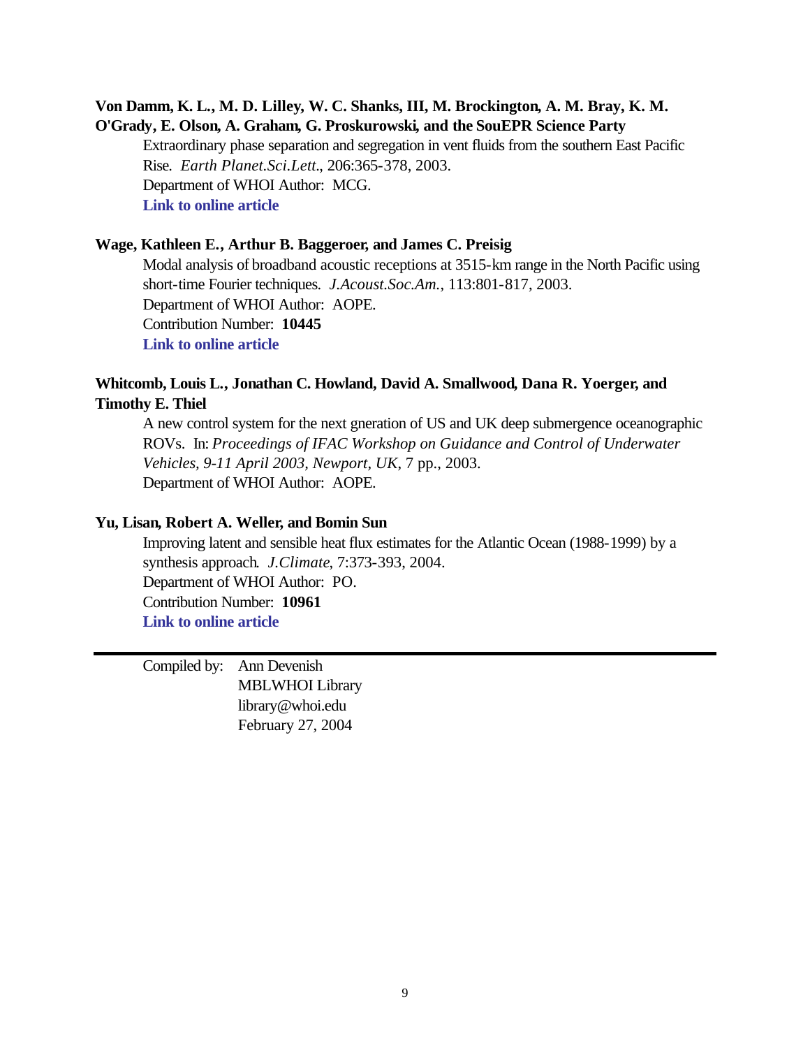**Von Damm, K. L., M. D. Lilley, W. C. Shanks, III, M. Brockington, A. M. Bray, K. M. O'Grady, E. Olson, A. Graham, G. Proskurowski, and the SouEPR Science Party**

Extraordinary phase separation and segregation in vent fluids from the southern East Pacific Rise. *Earth Planet.Sci.Lett.*, 206:365-378, 2003.
Department of WHOI Author: MCG.
**Link to online article**

**Wage, Kathleen E., Arthur B. Baggeroer, and James C. Preisig**

Modal analysis of broadband acoustic receptions at 3515-km range in the North Pacific using short-time Fourier techniques. *J.Acoust.Soc.Am.*, 113:801-817, 2003.
Department of WHOI Author: AOPE.
Contribution Number: **10445**
**Link to online article**

**Whitcomb, Louis L., Jonathan C. Howland, David A. Smallwood, Dana R. Yoerger, and Timothy E. Thiel**

A new control system for the next gneration of US and UK deep submergence oceanographic ROVs. In: *Proceedings of IFAC Workshop on Guidance and Control of Underwater Vehicles, 9-11 April 2003, Newport, UK*, 7 pp., 2003.
Department of WHOI Author: AOPE.

**Yu, Lisan, Robert A. Weller, and Bomin Sun**

Improving latent and sensible heat flux estimates for the Atlantic Ocean (1988-1999) by a synthesis approach. *J.Climate*, 7:373-393, 2004.
Department of WHOI Author: PO.
Contribution Number: **10961**
**Link to online article**

---

Compiled by: Ann Devenish
MBLWHOI Library
library@whoi.edu
February 27, 2004